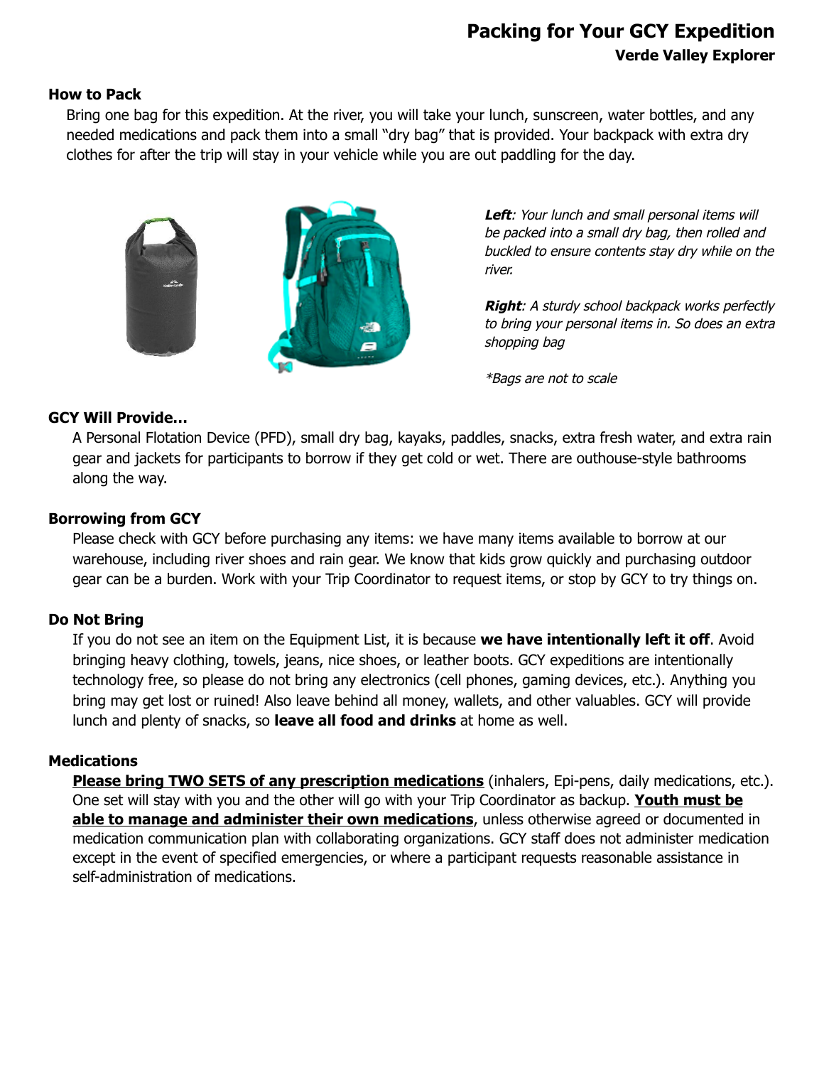# Packing for Your GCY Expedition

## Verde Valley Explorer

### How to Pack

Bring one bag for this expedition. At the river, you will take your lunch, sunscreen, water bottles, and any needed medications and pack them into a small "dry bag" that is provided. Your backpack with extra dry clothes for after the trip will stay in your vehicle while you are out paddling for the day.

***Left***: *Your lunch and small personal items will be packed into a small dry bag, then rolled and buckled to ensure contents stay dry while on the river.*

***Right***: *A sturdy school backpack works perfectly to bring your personal items in. So does an extra shopping bag*

*\*Bags are not to scale*

### GCY Will Provide…

A Personal Flotation Device (PFD), small dry bag, kayaks, paddles, snacks, extra fresh water, and extra rain gear and jackets for participants to borrow if they get cold or wet. There are outhouse-style bathrooms along the way.

### Borrowing from GCY

Please check with GCY before purchasing any items: we have many items available to borrow at our warehouse, including river shoes and rain gear. We know that kids grow quickly and purchasing outdoor gear can be a burden. Work with your Trip Coordinator to request items, or stop by GCY to try things on.

### Do Not Bring

If you do not see an item on the Equipment List, it is because **we have intentionally left it off**. Avoid bringing heavy clothing, towels, jeans, nice shoes, or leather boots. GCY expeditions are intentionally technology free, so please do not bring any electronics (cell phones, gaming devices, etc.). Anything you bring may get lost or ruined! Also leave behind all money, wallets, and other valuables. GCY will provide lunch and plenty of snacks, so **leave all food and drinks** at home as well.

### Medications

**Please bring TWO SETS of any prescription medications** (inhalers, Epi-pens, daily medications, etc.). One set will stay with you and the other will go with your Trip Coordinator as backup. **Youth must be able to manage and administer their own medications**, unless otherwise agreed or documented in medication communication plan with collaborating organizations. GCY staff does not administer medication except in the event of specified emergencies, or where a participant requests reasonable assistance in self-administration of medications.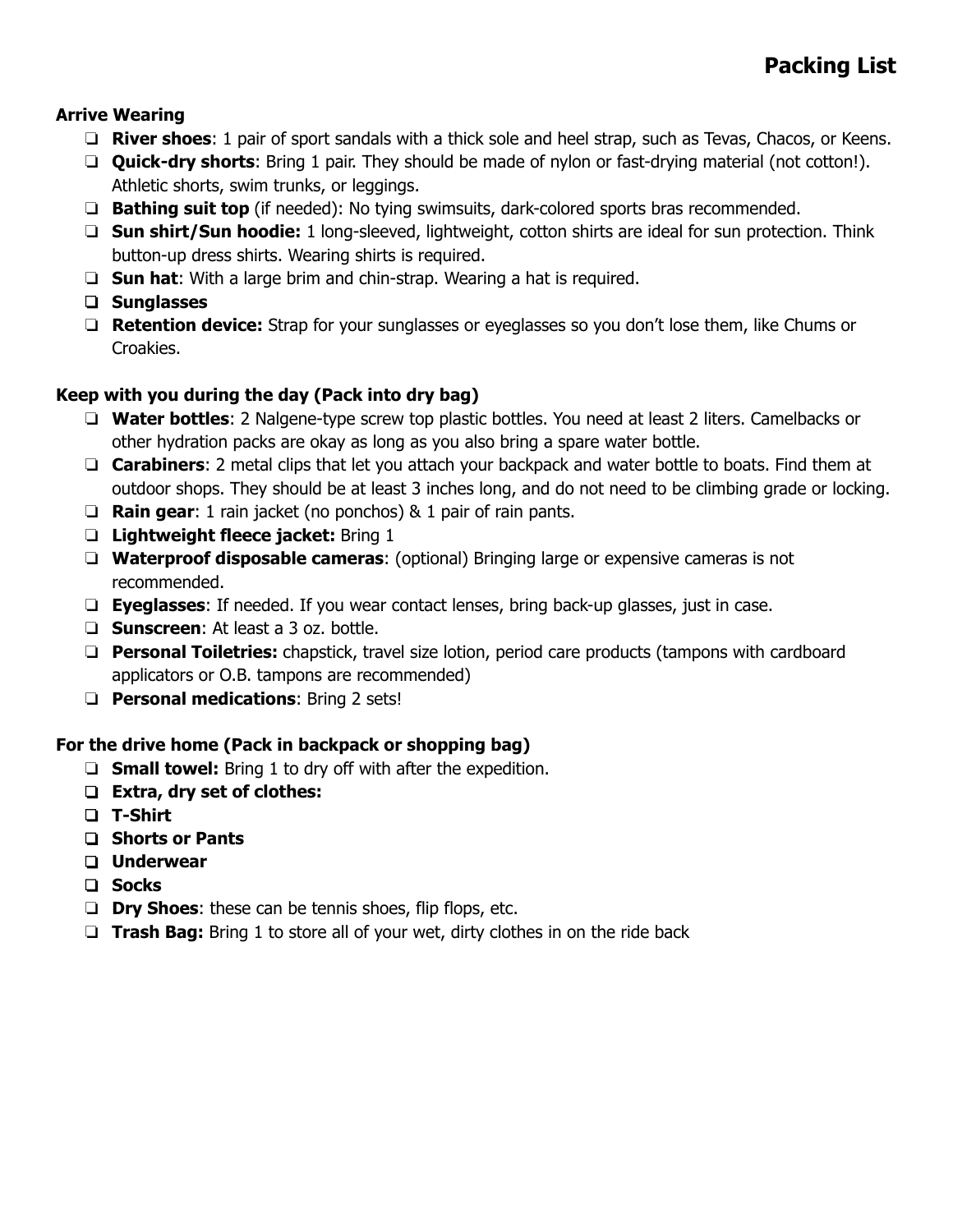# Packing List

**Arrive Wearing**

- ❏ **River shoes**: 1 pair of sport sandals with a thick sole and heel strap, such as Tevas, Chacos, or Keens.
- ❏ **Quick-dry shorts**: Bring 1 pair. They should be made of nylon or fast-drying material (not cotton!). Athletic shorts, swim trunks, or leggings.
- ❏ **Bathing suit top** (if needed): No tying swimsuits, dark-colored sports bras recommended.
- ❏ **Sun shirt/Sun hoodie:** 1 long-sleeved, lightweight, cotton shirts are ideal for sun protection. Think button-up dress shirts. Wearing shirts is required.
- ❏ **Sun hat**: With a large brim and chin-strap. Wearing a hat is required.
- ❏ **Sunglasses**
- ❏ **Retention device:** Strap for your sunglasses or eyeglasses so you don't lose them, like Chums or Croakies.

**Keep with you during the day (Pack into dry bag)**

- ❏ **Water bottles**: 2 Nalgene-type screw top plastic bottles. You need at least 2 liters. Camelbacks or other hydration packs are okay as long as you also bring a spare water bottle.
- ❏ **Carabiners**: 2 metal clips that let you attach your backpack and water bottle to boats. Find them at outdoor shops. They should be at least 3 inches long, and do not need to be climbing grade or locking.
- ❏ **Rain gear**: 1 rain jacket (no ponchos) & 1 pair of rain pants.
- ❏ **Lightweight fleece jacket:** Bring 1
- ❏ **Waterproof disposable cameras**: (optional) Bringing large or expensive cameras is not recommended.
- ❏ **Eyeglasses**: If needed. If you wear contact lenses, bring back-up glasses, just in case.
- ❏ **Sunscreen**: At least a 3 oz. bottle.
- ❏ **Personal Toiletries:** chapstick, travel size lotion, period care products (tampons with cardboard applicators or O.B. tampons are recommended)
- ❏ **Personal medications**: Bring 2 sets!

**For the drive home (Pack in backpack or shopping bag)**

- ❏ **Small towel:** Bring 1 to dry off with after the expedition.
- ❏ **Extra, dry set of clothes:**
- ❏ **T-Shirt**
- ❏ **Shorts or Pants**
- ❏ **Underwear**
- ❏ **Socks**
- ❏ **Dry Shoes**: these can be tennis shoes, flip flops, etc.
- ❏ **Trash Bag:** Bring 1 to store all of your wet, dirty clothes in on the ride back